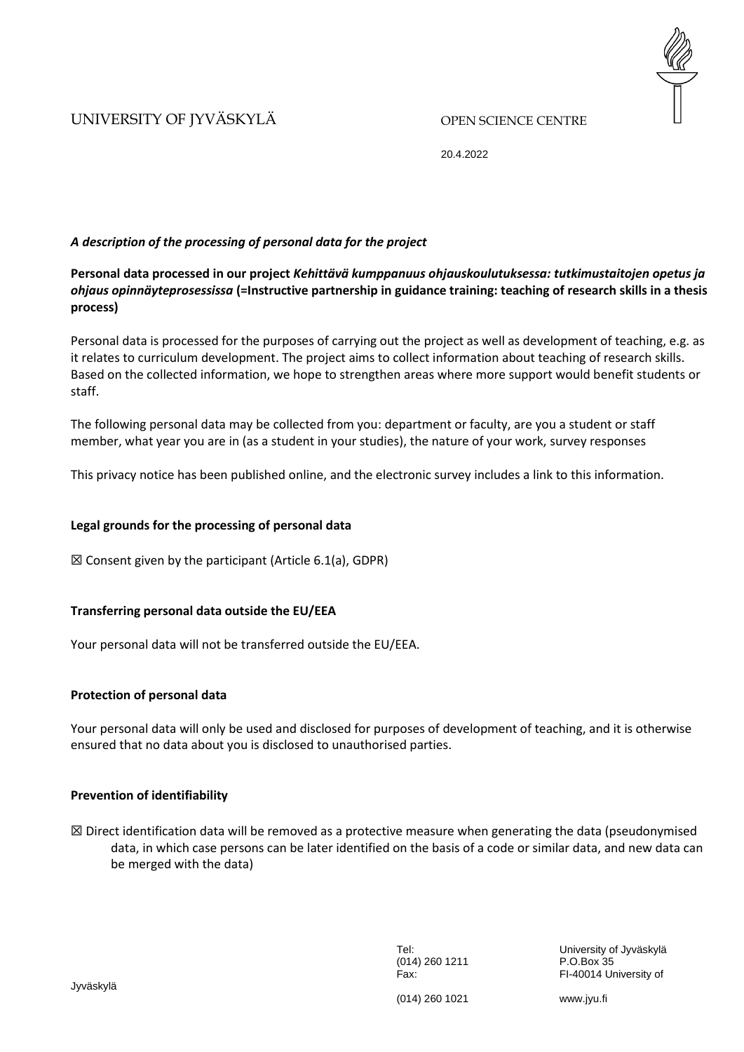UNIVERSITY OF JYVÄSKYLÄ

OPEN SCIENCE CENTRE

20.4.2022

***A description of the processing of personal data for the project***

**Personal data processed in our project *Kehittävä kumppanuus ohjauskoulutuksessa: tutkimustaitojen opetus ja ohjaus opinnäyteprosessissa* (=Instructive partnership in guidance training: teaching of research skills in a thesis process)**

Personal data is processed for the purposes of carrying out the project as well as development of teaching, e.g. as it relates to curriculum development. The project aims to collect information about teaching of research skills. Based on the collected information, we hope to strengthen areas where more support would benefit students or staff.

The following personal data may be collected from you: department or faculty, are you a student or staff member, what year you are in (as a student in your studies), the nature of your work, survey responses

This privacy notice has been published online, and the electronic survey includes a link to this information.

**Legal grounds for the processing of personal data**

☒ Consent given by the participant (Article 6.1(a), GDPR)

**Transferring personal data outside the EU/EEA**

Your personal data will not be transferred outside the EU/EEA.

**Protection of personal data**

Your personal data will only be used and disclosed for purposes of development of teaching, and it is otherwise ensured that no data about you is disclosed to unauthorised parties.

**Prevention of identifiability**

☒ Direct identification data will be removed as a protective measure when generating the data (pseudonymised data, in which case persons can be later identified on the basis of a code or similar data, and new data can be merged with the data)

Tel: (014) 260 1211
Fax: (014) 260 1021

University of Jyväskylä
P.O.Box 35
FI-40014 University of Jyväskylä
www.jyu.fi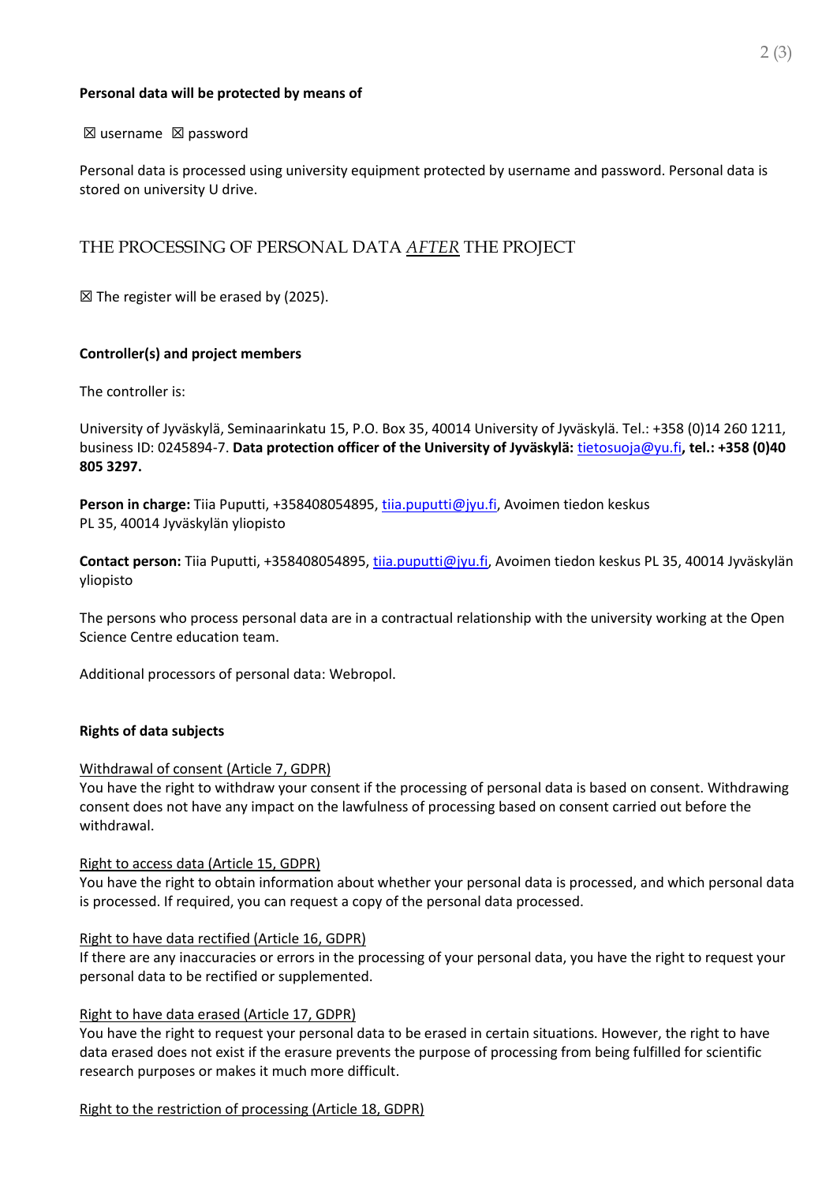**Personal data will be protected by means of**

☒ username ☒ password

Personal data is processed using university equipment protected by username and password. Personal data is stored on university U drive.

## THE PROCESSING OF PERSONAL DATA *AFTER* THE PROJECT

☒ The register will be erased by (2025).

**Controller(s) and project members**

The controller is:

University of Jyväskylä, Seminaarinkatu 15, P.O. Box 35, 40014 University of Jyväskylä. Tel.: +358 (0)14 260 1211, business ID: 0245894-7. **Data protection officer of the University of Jyväskylä:** tietosuoja@yu.fi**, tel.: +358 (0)40 805 3297.**

**Person in charge:** Tiia Puputti, +358408054895, tiia.puputti@jyu.fi, Avoimen tiedon keskus PL 35, 40014 Jyväskylän yliopisto

**Contact person:** Tiia Puputti, +358408054895, tiia.puputti@jyu.fi, Avoimen tiedon keskus PL 35, 40014 Jyväskylän yliopisto

The persons who process personal data are in a contractual relationship with the university working at the Open Science Centre education team.

Additional processors of personal data: Webropol.

**Rights of data subjects**

Withdrawal of consent (Article 7, GDPR)
You have the right to withdraw your consent if the processing of personal data is based on consent. Withdrawing consent does not have any impact on the lawfulness of processing based on consent carried out before the withdrawal.

Right to access data (Article 15, GDPR)
You have the right to obtain information about whether your personal data is processed, and which personal data is processed. If required, you can request a copy of the personal data processed.

Right to have data rectified (Article 16, GDPR)
If there are any inaccuracies or errors in the processing of your personal data, you have the right to request your personal data to be rectified or supplemented.

Right to have data erased (Article 17, GDPR)
You have the right to request your personal data to be erased in certain situations. However, the right to have data erased does not exist if the erasure prevents the purpose of processing from being fulfilled for scientific research purposes or makes it much more difficult.

Right to the restriction of processing (Article 18, GDPR)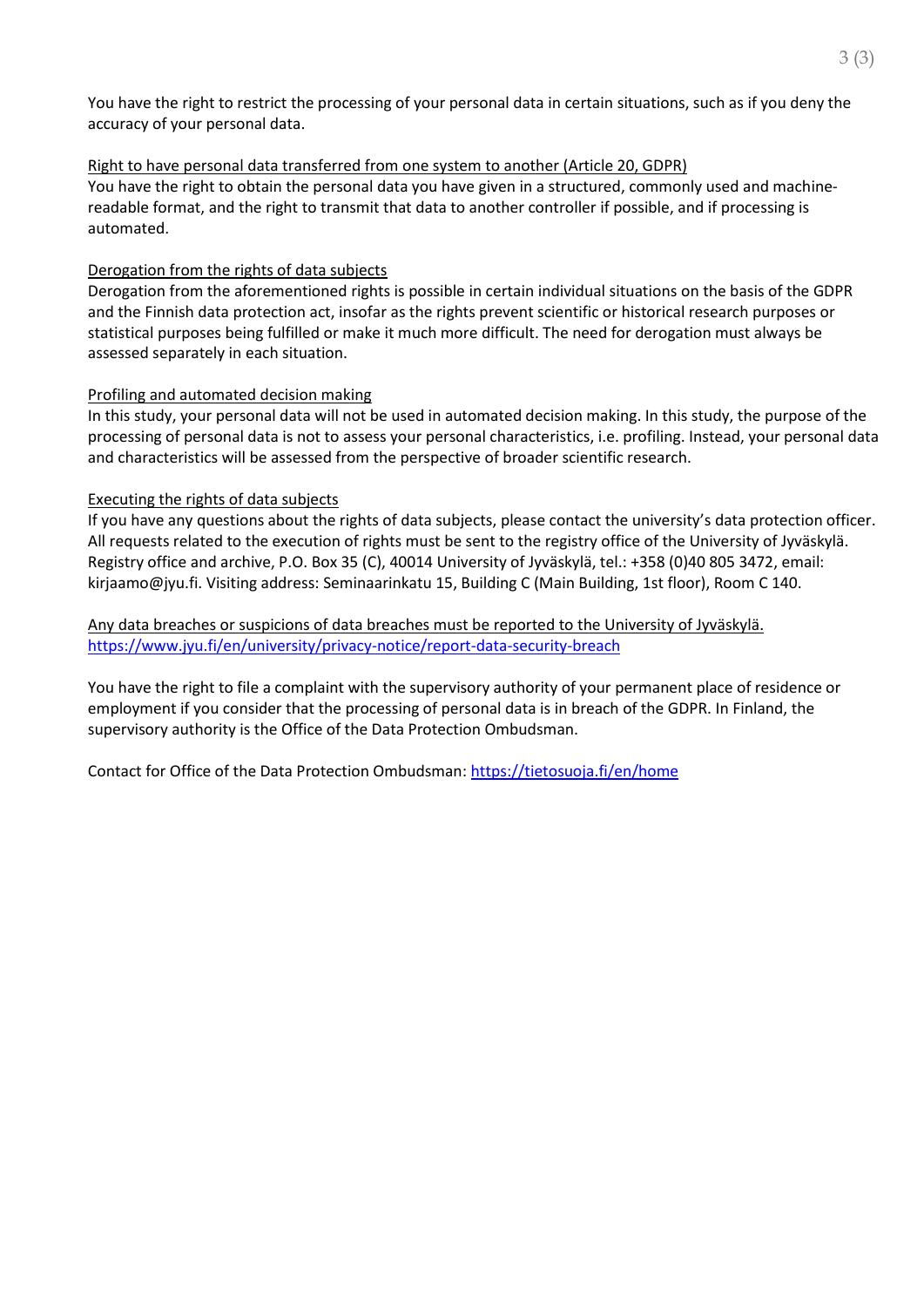You have the right to restrict the processing of your personal data in certain situations, such as if you deny the accuracy of your personal data.

Right to have personal data transferred from one system to another (Article 20, GDPR)

You have the right to obtain the personal data you have given in a structured, commonly used and machine-readable format, and the right to transmit that data to another controller if possible, and if processing is automated.

Derogation from the rights of data subjects

Derogation from the aforementioned rights is possible in certain individual situations on the basis of the GDPR and the Finnish data protection act, insofar as the rights prevent scientific or historical research purposes or statistical purposes being fulfilled or make it much more difficult. The need for derogation must always be assessed separately in each situation.

Profiling and automated decision making

In this study, your personal data will not be used in automated decision making. In this study, the purpose of the processing of personal data is not to assess your personal characteristics, i.e. profiling. Instead, your personal data and characteristics will be assessed from the perspective of broader scientific research.

Executing the rights of data subjects

If you have any questions about the rights of data subjects, please contact the university's data protection officer. All requests related to the execution of rights must be sent to the registry office of the University of Jyväskylä. Registry office and archive, P.O. Box 35 (C), 40014 University of Jyväskylä, tel.: +358 (0)40 805 3472, email: kirjaamo@jyu.fi. Visiting address: Seminaarinkatu 15, Building C (Main Building, 1st floor), Room C 140.

Any data breaches or suspicions of data breaches must be reported to the University of Jyväskylä.
https://www.jyu.fi/en/university/privacy-notice/report-data-security-breach

You have the right to file a complaint with the supervisory authority of your permanent place of residence or employment if you consider that the processing of personal data is in breach of the GDPR. In Finland, the supervisory authority is the Office of the Data Protection Ombudsman.

Contact for Office of the Data Protection Ombudsman: https://tietosuoja.fi/en/home